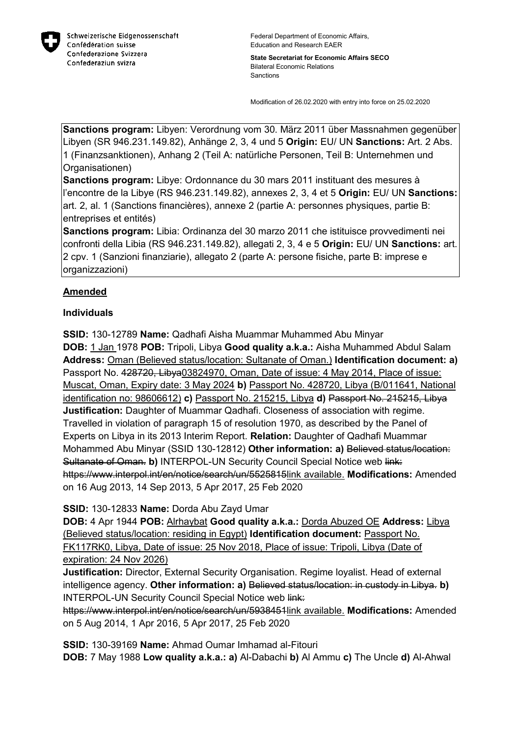Schweizerische Eidgenossenschaft
Confédération suisse
Confederazione Svizzera
Confederaziun svizra

Federal Department of Economic Affairs,
Education and Research EAER

**State Secretariat for Economic Affairs SECO**
Bilateral Economic Relations
Sanctions

Modification of 26.02.2020 with entry into force on 25.02.2020

**Sanctions program:** Libyen: Verordnung vom 30. März 2011 über Massnahmen gegenüber Libyen (SR 946.231.149.82), Anhänge 2, 3, 4 und 5 **Origin:** EU/ UN **Sanctions:** Art. 2 Abs. 1 (Finanzsanktionen), Anhang 2 (Teil A: natürliche Personen, Teil B: Unternehmen und Organisationen)
**Sanctions program:** Libye: Ordonnance du 30 mars 2011 instituant des mesures à l'encontre de la Libye (RS 946.231.149.82), annexes 2, 3, 4 et 5 **Origin:** EU/ UN **Sanctions:** art. 2, al. 1 (Sanctions financières), annexe 2 (partie A: personnes physiques, partie B: entreprises et entités)
**Sanctions program:** Libia: Ordinanza del 30 marzo 2011 che istituisce provvedimenti nei confronti della Libia (RS 946.231.149.82), allegati 2, 3, 4 e 5 **Origin:** EU/ UN **Sanctions:** art. 2 cpv. 1 (Sanzioni finanziarie), allegato 2 (parte A: persone fisiche, parte B: imprese e organizzazioni)

## Amended

### Individuals

**SSID:** 130-12789 **Name:** Qadhafi Aisha Muammar Muhammed Abu Minyar
**DOB:** 1 Jan 1978 **POB:** Tripoli, Libya **Good quality a.k.a.:** Aisha Muhammed Abdul Salam **Address:** Oman (Believed status/location: Sultanate of Oman.) **Identification document: a)** Passport No. 4~~28720, Libya~~03824970, Oman, Date of issue: 4 May 2014, Place of issue: Muscat, Oman, Expiry date: 3 May 2024 **b)** Passport No. 428720, Libya (B/011641, National identification no: 98606612) **c)** Passport No. 215215, Libya **d)** ~~Passport No. 215215, Libya~~ **Justification:** Daughter of Muammar Qadhafi. Closeness of association with regime. Travelled in violation of paragraph 15 of resolution 1970, as described by the Panel of Experts on Libya in its 2013 Interim Report. **Relation:** Daughter of Qadhafi Muammar Mohammed Abu Minyar (SSID 130-12812) **Other information: a)** ~~Believed status/location: Sultanate of Oman.~~ **b)** INTERPOL-UN Security Council Special Notice web ~~link: https://www.interpol.int/en/notice/search/un/5525815~~link available. **Modifications:** Amended on 16 Aug 2013, 14 Sep 2013, 5 Apr 2017, 25 Feb 2020

**SSID:** 130-12833 **Name:** Dorda Abu Zayd Umar
**DOB:** 4 Apr 1944 **POB:** Alrhaybat **Good quality a.k.a.:** Dorda Abuzed OE **Address:** Libya (Believed status/location: residing in Egypt) **Identification document:** Passport No. FK117RK0, Libya, Date of issue: 25 Nov 2018, Place of issue: Tripoli, Libya (Date of expiration: 24 Nov 2026)
**Justification:** Director, External Security Organisation. Regime loyalist. Head of external intelligence agency. **Other information: a)** ~~Believed status/location: in custody in Libya.~~ **b)** INTERPOL-UN Security Council Special Notice web ~~link: https://www.interpol.int/en/notice/search/un/5938451~~link available. **Modifications:** Amended on 5 Aug 2014, 1 Apr 2016, 5 Apr 2017, 25 Feb 2020

**SSID:** 130-39169 **Name:** Ahmad Oumar Imhamad al-Fitouri
**DOB:** 7 May 1988 **Low quality a.k.a.: a)** Al-Dabachi **b)** Al Ammu **c)** The Uncle **d)** Al-Ahwal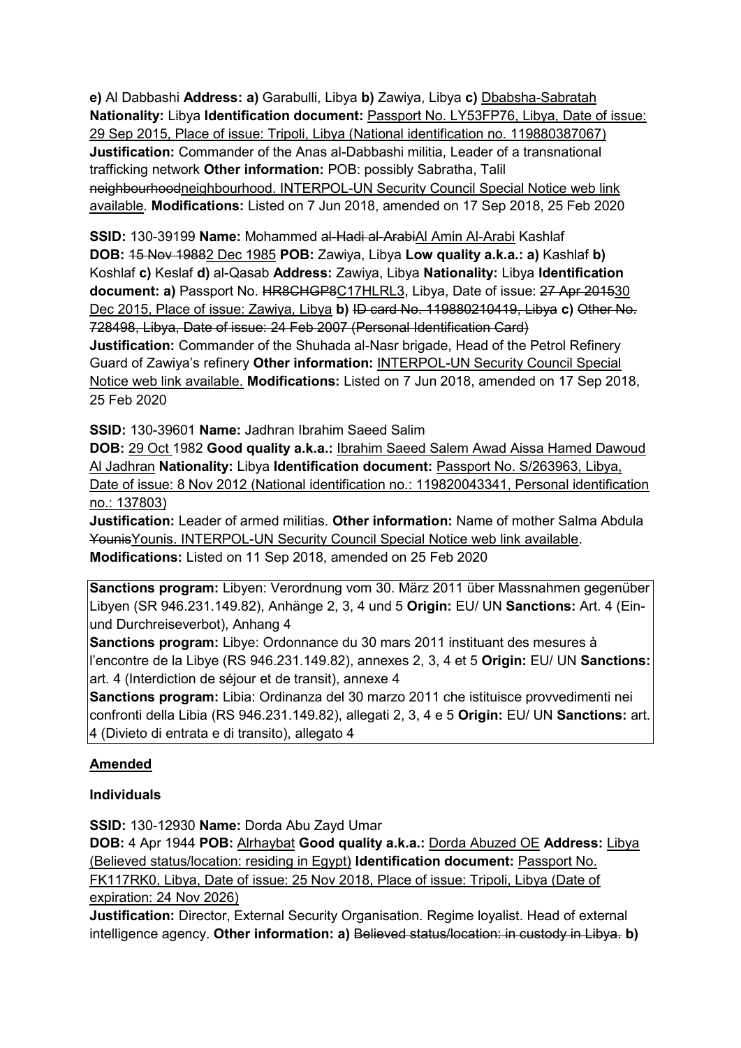**e)** Al Dabbashi **Address:** **a)** Garabulli, Libya **b)** Zawiya, Libya **c)** Dbabsha-Sabratah **Nationality:** Libya **Identification document:** Passport No. LY53FP76, Libya, Date of issue: 29 Sep 2015, Place of issue: Tripoli, Libya (National identification no. 119880387067) **Justification:** Commander of the Anas al-Dabbashi militia, Leader of a transnational trafficking network **Other information:** POB: possibly Sabratha, Talil ~~neighbourhood~~neighbourhood. INTERPOL-UN Security Council Special Notice web link available. **Modifications:** Listed on 7 Jun 2018, amended on 17 Sep 2018, 25 Feb 2020

**SSID:** 130-39199 **Name:** Mohammed ~~al-Hadi al-Arabi~~Al Amin Al-Arabi Kashlaf **DOB:** ~~15 Nov 1988~~2 Dec 1985 **POB:** Zawiya, Libya **Low quality a.k.a.:** **a)** Kashlaf **b)** Koshlaf **c)** Keslaf **d)** al-Qasab **Address:** Zawiya, Libya **Nationality:** Libya **Identification document:** **a)** Passport No. ~~HR8CHGP8~~C17HLRL3, Libya, Date of issue: ~~27 Apr 2015~~30 Dec 2015, Place of issue: Zawiya, Libya **b)** ~~ID card No. 119880210419, Libya~~ **c)** ~~Other No. 728498, Libya, Date of issue: 24 Feb 2007 (Personal Identification Card)~~ **Justification:** Commander of the Shuhada al-Nasr brigade, Head of the Petrol Refinery Guard of Zawiya's refinery **Other information:** INTERPOL-UN Security Council Special Notice web link available. **Modifications:** Listed on 7 Jun 2018, amended on 17 Sep 2018, 25 Feb 2020

**SSID:** 130-39601 **Name:** Jadhran Ibrahim Saeed Salim **DOB:** 29 Oct 1982 **Good quality a.k.a.:** Ibrahim Saeed Salem Awad Aissa Hamed Dawoud Al Jadhran **Nationality:** Libya **Identification document:** Passport No. S/263963, Libya, Date of issue: 8 Nov 2012 (National identification no.: 119820043341, Personal identification no.: 137803) **Justification:** Leader of armed militias. **Other information:** Name of mother Salma Abdula ~~Younis~~Younis. INTERPOL-UN Security Council Special Notice web link available. **Modifications:** Listed on 11 Sep 2018, amended on 25 Feb 2020

**Sanctions program:** Libyen: Verordnung vom 30. März 2011 über Massnahmen gegenüber Libyen (SR 946.231.149.82), Anhänge 2, 3, 4 und 5 **Origin:** EU/ UN **Sanctions:** Art. 4 (Ein- und Durchreiseverbot), Anhang 4
**Sanctions program:** Libye: Ordonnance du 30 mars 2011 instituant des mesures à l'encontre de la Libye (RS 946.231.149.82), annexes 2, 3, 4 et 5 **Origin:** EU/ UN **Sanctions:** art. 4 (Interdiction de séjour et de transit), annexe 4
**Sanctions program:** Libia: Ordinanza del 30 marzo 2011 che istituisce provvedimenti nei confronti della Libia (RS 946.231.149.82), allegati 2, 3, 4 e 5 **Origin:** EU/ UN **Sanctions:** art. 4 (Divieto di entrata e di transito), allegato 4

## Amended

### Individuals

**SSID:** 130-12930 **Name:** Dorda Abu Zayd Umar **DOB:** 4 Apr 1944 **POB:** Alrhaybat **Good quality a.k.a.:** Dorda Abuzed OE **Address:** Libya (Believed status/location: residing in Egypt) **Identification document:** Passport No. FK117RK0, Libya, Date of issue: 25 Nov 2018, Place of issue: Tripoli, Libya (Date of expiration: 24 Nov 2026) **Justification:** Director, External Security Organisation. Regime loyalist. Head of external intelligence agency. **Other information:** **a)** ~~Believed status/location: in custody in Libya.~~ **b)**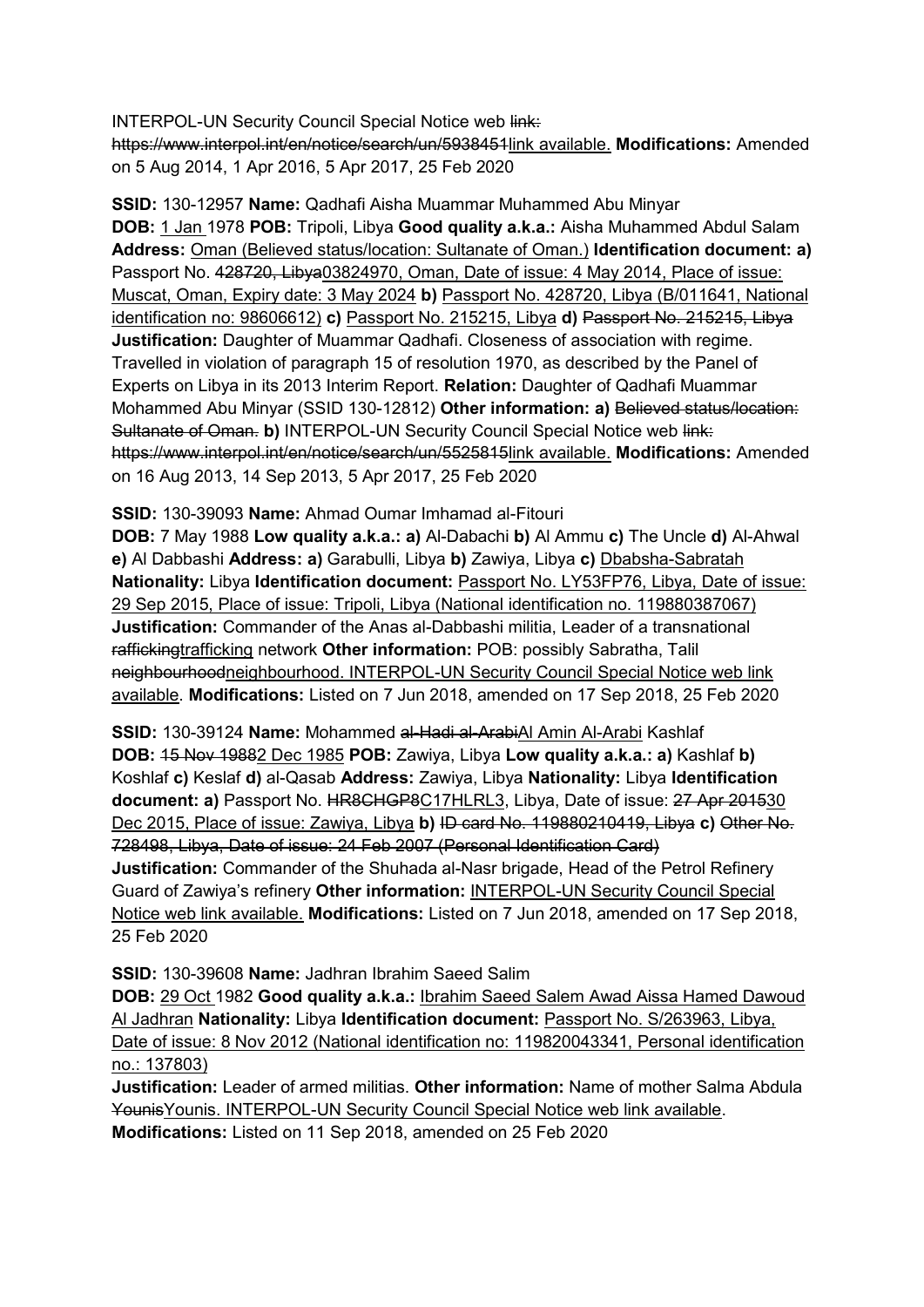INTERPOL-UN Security Council Special Notice web ~~link:~~ ~~https://www.interpol.int/en/notice/search/un/5938451~~link available. **Modifications:** Amended on 5 Aug 2014, 1 Apr 2016, 5 Apr 2017, 25 Feb 2020

**SSID:** 130-12957 **Name:** Qadhafi Aisha Muammar Muhammed Abu Minyar **DOB:** 1 Jan 1978 **POB:** Tripoli, Libya **Good quality a.k.a.:** Aisha Muhammed Abdul Salam **Address:** Oman (Believed status/location: Sultanate of Oman.) **Identification document: a)** Passport No. ~~428720, Libya~~03824970, Oman, Date of issue: 4 May 2014, Place of issue: Muscat, Oman, Expiry date: 3 May 2024 **b)** Passport No. 428720, Libya (B/011641, National identification no: 98606612) **c)** Passport No. 215215, Libya **d)** ~~Passport No. 215215, Libya~~ **Justification:** Daughter of Muammar Qadhafi. Closeness of association with regime. Travelled in violation of paragraph 15 of resolution 1970, as described by the Panel of Experts on Libya in its 2013 Interim Report. **Relation:** Daughter of Qadhafi Muammar Mohammed Abu Minyar (SSID 130-12812) **Other information: a)** ~~Believed status/location: Sultanate of Oman.~~ **b)** INTERPOL-UN Security Council Special Notice web ~~link:~~ ~~https://www.interpol.int/en/notice/search/un/5525815~~link available. **Modifications:** Amended on 16 Aug 2013, 14 Sep 2013, 5 Apr 2017, 25 Feb 2020

**SSID:** 130-39093 **Name:** Ahmad Oumar Imhamad al-Fitouri **DOB:** 7 May 1988 **Low quality a.k.a.: a)** Al-Dabachi **b)** Al Ammu **c)** The Uncle **d)** Al-Ahwal **e)** Al Dabbashi **Address: a)** Garabulli, Libya **b)** Zawiya, Libya **c)** Dbabsha-Sabratah **Nationality:** Libya **Identification document:** Passport No. LY53FP76, Libya, Date of issue: 29 Sep 2015, Place of issue: Tripoli, Libya (National identification no. 119880387067) **Justification:** Commander of the Anas al-Dabbashi militia, Leader of a transnational ~~rafficking~~trafficking network **Other information:** POB: possibly Sabratha, Talil ~~neighbourhood~~neighbourhood. INTERPOL-UN Security Council Special Notice web link available. **Modifications:** Listed on 7 Jun 2018, amended on 17 Sep 2018, 25 Feb 2020

**SSID:** 130-39124 **Name:** Mohammed ~~al-Hadi al-Arabi~~Al Amin Al-Arabi Kashlaf **DOB:** ~~15 Nov 1988~~2 Dec 1985 **POB:** Zawiya, Libya **Low quality a.k.a.: a)** Kashlaf **b)** Koshlaf **c)** Keslaf **d)** al-Qasab **Address:** Zawiya, Libya **Nationality:** Libya **Identification document: a)** Passport No. ~~HR8CHGP8~~C17HLRL3, Libya, Date of issue: ~~27 Apr 2015~~30 Dec 2015, Place of issue: Zawiya, Libya **b)** ~~ID card No. 119880210419, Libya~~ **c)** ~~Other No. 728498, Libya, Date of issue: 24 Feb 2007 (Personal Identification Card)~~ **Justification:** Commander of the Shuhada al-Nasr brigade, Head of the Petrol Refinery Guard of Zawiya's refinery **Other information:** INTERPOL-UN Security Council Special Notice web link available. **Modifications:** Listed on 7 Jun 2018, amended on 17 Sep 2018, 25 Feb 2020

**SSID:** 130-39608 **Name:** Jadhran Ibrahim Saeed Salim **DOB:** 29 Oct 1982 **Good quality a.k.a.:** Ibrahim Saeed Salem Awad Aissa Hamed Dawoud Al Jadhran **Nationality:** Libya **Identification document:** Passport No. S/263963, Libya, Date of issue: 8 Nov 2012 (National identification no: 119820043341, Personal identification no.: 137803) **Justification:** Leader of armed militias. **Other information:** Name of mother Salma Abdula ~~Younis~~Younis. INTERPOL-UN Security Council Special Notice web link available. **Modifications:** Listed on 11 Sep 2018, amended on 25 Feb 2020